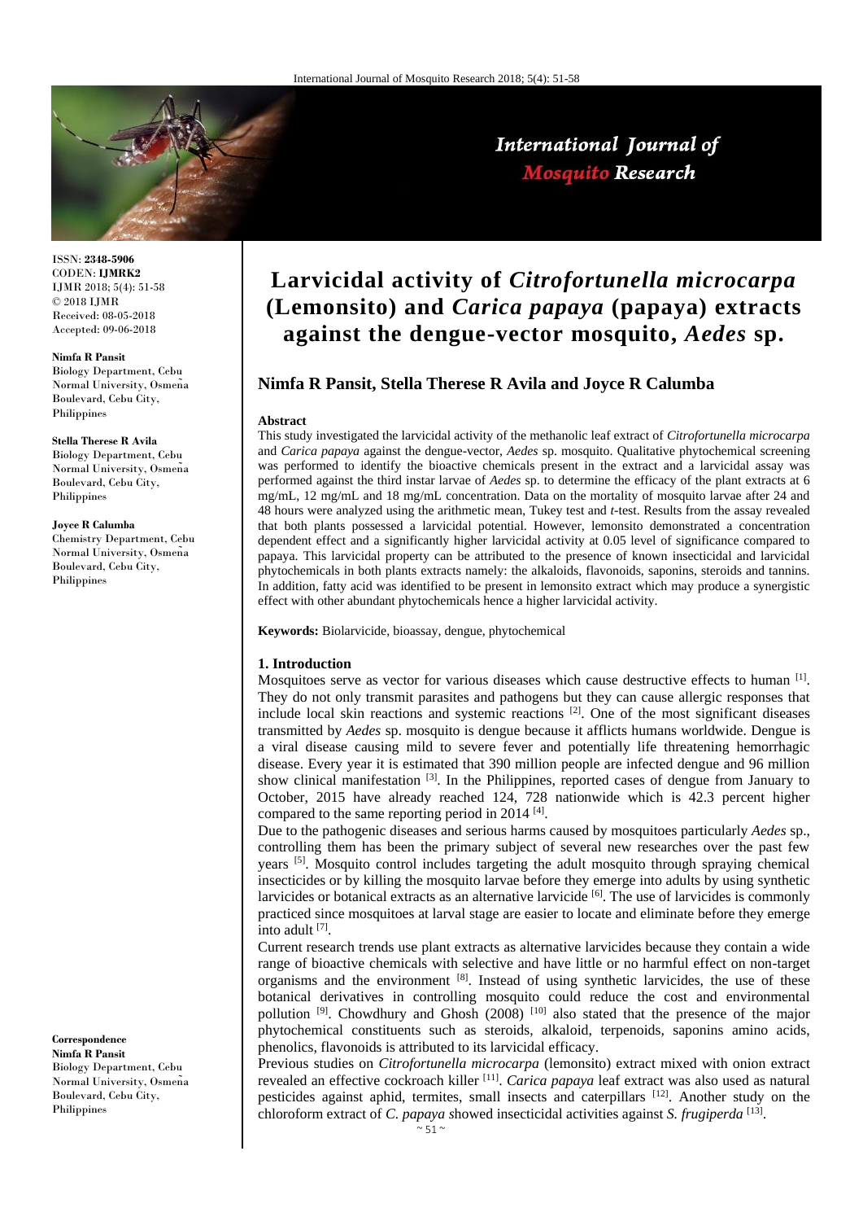# Larvicidal activity of *Citrofortunella microcarpa* (Lemonsito) and *Carica papaya* (papaya) extracts against the dengue-vector mosquito, *Aedes* sp.

**Nimfa R Pansit, Stella Therese R Avila and Joyce R Calumba**

ISSN: **2348-5906**
CODEN: **IJMRK2**
IJMR 2018; 5(4): 51-58
© 2018 IJMR
Received: 08-05-2018
Accepted: 09-06-2018

**Nimfa R Pansit**
Biology Department, Cebu Normal University, Osmeña Boulevard, Cebu City, Philippines

**Stella Therese R Avila**
Biology Department, Cebu Normal University, Osmeña Boulevard, Cebu City, Philippines

**Joyce R Calumba**
Chemistry Department, Cebu Normal University, Osmeña Boulevard, Cebu City, Philippines

**Correspondence**
**Nimfa R Pansit**
Biology Department, Cebu Normal University, Osmeña Boulevard, Cebu City, Philippines

**Abstract**

This study investigated the larvicidal activity of the methanolic leaf extract of *Citrofortunella microcarpa* and *Carica papaya* against the dengue-vector, *Aedes* sp. mosquito. Qualitative phytochemical screening was performed to identify the bioactive chemicals present in the extract and a larvicidal assay was performed against the third instar larvae of *Aedes* sp. to determine the efficacy of the plant extracts at 6 mg/mL, 12 mg/mL and 18 mg/mL concentration. Data on the mortality of mosquito larvae after 24 and 48 hours were analyzed using the arithmetic mean, Tukey test and *t*-test. Results from the assay revealed that both plants possessed a larvicidal potential. However, lemonsito demonstrated a concentration dependent effect and a significantly higher larvicidal activity at 0.05 level of significance compared to papaya. This larvicidal property can be attributed to the presence of known insecticidal and larvicidal phytochemicals in both plants extracts namely: the alkaloids, flavonoids, saponins, steroids and tannins. In addition, fatty acid was identified to be present in lemonsito extract which may produce a synergistic effect with other abundant phytochemicals hence a higher larvicidal activity.

**Keywords:** Biolarvicide, bioassay, dengue, phytochemical

## 1. Introduction

Mosquitoes serve as vector for various diseases which cause destructive effects to human [1]. They do not only transmit parasites and pathogens but they can cause allergic responses that include local skin reactions and systemic reactions [2]. One of the most significant diseases transmitted by *Aedes* sp. mosquito is dengue because it afflicts humans worldwide. Dengue is a viral disease causing mild to severe fever and potentially life threatening hemorrhagic disease. Every year it is estimated that 390 million people are infected dengue and 96 million show clinical manifestation [3]. In the Philippines, reported cases of dengue from January to October, 2015 have already reached 124, 728 nationwide which is 42.3 percent higher compared to the same reporting period in 2014 [4].

Due to the pathogenic diseases and serious harms caused by mosquitoes particularly *Aedes* sp., controlling them has been the primary subject of several new researches over the past few years [5]. Mosquito control includes targeting the adult mosquito through spraying chemical insecticides or by killing the mosquito larvae before they emerge into adults by using synthetic larvicides or botanical extracts as an alternative larvicide [6]. The use of larvicides is commonly practiced since mosquitoes at larval stage are easier to locate and eliminate before they emerge into adult [7].

Current research trends use plant extracts as alternative larvicides because they contain a wide range of bioactive chemicals with selective and have little or no harmful effect on non-target organisms and the environment [8]. Instead of using synthetic larvicides, the use of these botanical derivatives in controlling mosquito could reduce the cost and environmental pollution [9]. Chowdhury and Ghosh (2008) [10] also stated that the presence of the major phytochemical constituents such as steroids, alkaloid, terpenoids, saponins amino acids, phenolics, flavonoids is attributed to its larvicidal efficacy.

Previous studies on *Citrofortunella microcarpa* (lemonsito) extract mixed with onion extract revealed an effective cockroach killer [11]. *Carica papaya* leaf extract was also used as natural pesticides against aphid, termites, small insects and caterpillars [12]. Another study on the chloroform extract of *C. papaya* showed insecticidal activities against *S. frugiperda* [13].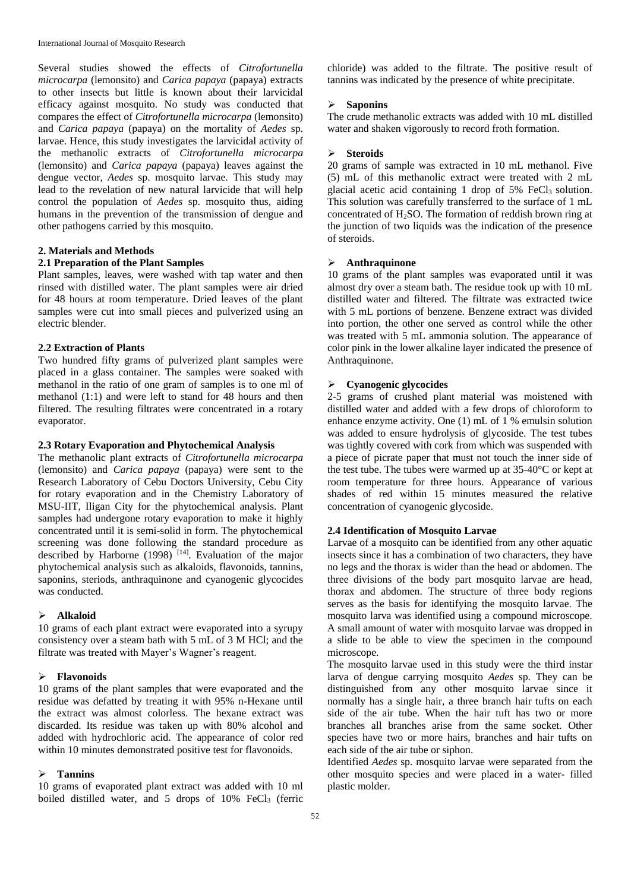Several studies showed the effects of *Citrofortunella microcarpa* (lemonsito) and *Carica papaya* (papaya) extracts to other insects but little is known about their larvicidal efficacy against mosquito. No study was conducted that compares the effect of *Citrofortunella microcarpa* (lemonsito) and *Carica papaya* (papaya) on the mortality of *Aedes* sp. larvae. Hence, this study investigates the larvicidal activity of the methanolic extracts of *Citrofortunella microcarpa* (lemonsito) and *Carica papaya* (papaya) leaves against the dengue vector, *Aedes* sp. mosquito larvae. This study may lead to the revelation of new natural larvicide that will help control the population of *Aedes* sp. mosquito thus, aiding humans in the prevention of the transmission of dengue and other pathogens carried by this mosquito.

## 2. Materials and Methods

### 2.1 Preparation of the Plant Samples

Plant samples, leaves, were washed with tap water and then rinsed with distilled water. The plant samples were air dried for 48 hours at room temperature. Dried leaves of the plant samples were cut into small pieces and pulverized using an electric blender.

### 2.2 Extraction of Plants

Two hundred fifty grams of pulverized plant samples were placed in a glass container. The samples were soaked with methanol in the ratio of one gram of samples is to one ml of methanol (1:1) and were left to stand for 48 hours and then filtered. The resulting filtrates were concentrated in a rotary evaporator.

### 2.3 Rotary Evaporation and Phytochemical Analysis

The methanolic plant extracts of *Citrofortunella microcarpa* (lemonsito) and *Carica papaya* (papaya) were sent to the Research Laboratory of Cebu Doctors University, Cebu City for rotary evaporation and in the Chemistry Laboratory of MSU-IIT, Iligan City for the phytochemical analysis. Plant samples had undergone rotary evaporation to make it highly concentrated until it is semi-solid in form. The phytochemical screening was done following the standard procedure as described by Harborne (1998) [14]. Evaluation of the major phytochemical analysis such as alkaloids, flavonoids, tannins, saponins, steriods, anthraquinone and cyanogenic glycocides was conducted.

- **Alkaloid**

10 grams of each plant extract were evaporated into a syrupy consistency over a steam bath with 5 mL of 3 M HCl; and the filtrate was treated with Mayer's Wagner's reagent.

- **Flavonoids**

10 grams of the plant samples that were evaporated and the residue was defatted by treating it with 95% n-Hexane until the extract was almost colorless. The hexane extract was discarded. Its residue was taken up with 80% alcohol and added with hydrochloric acid. The appearance of color red within 10 minutes demonstrated positive test for flavonoids.

- **Tannins**

10 grams of evaporated plant extract was added with 10 ml boiled distilled water, and 5 drops of 10% $FeCl_3$ (ferric chloride) was added to the filtrate. The positive result of tannins was indicated by the presence of white precipitate.

- **Saponins**

The crude methanolic extracts was added with 10 mL distilled water and shaken vigorously to record froth formation.

- **Steroids**

20 grams of sample was extracted in 10 mL methanol. Five (5) mL of this methanolic extract were treated with 2 mL glacial acetic acid containing 1 drop of 5% $FeCl_3$ solution. This solution was carefully transferred to the surface of 1 mL concentrated of $H_2SO$. The formation of reddish brown ring at the junction of two liquids was the indication of the presence of steroids.

- **Anthraquinone**

10 grams of the plant samples was evaporated until it was almost dry over a steam bath. The residue took up with 10 mL distilled water and filtered. The filtrate was extracted twice with 5 mL portions of benzene. Benzene extract was divided into portion, the other one served as control while the other was treated with 5 mL ammonia solution. The appearance of color pink in the lower alkaline layer indicated the presence of Anthraquinone.

- **Cyanogenic glycocides**

2-5 grams of crushed plant material was moistened with distilled water and added with a few drops of chloroform to enhance enzyme activity. One (1) mL of 1 % emulsin solution was added to ensure hydrolysis of glycoside. The test tubes was tightly covered with cork from which was suspended with a piece of picrate paper that must not touch the inner side of the test tube. The tubes were warmed up at 35-40°C or kept at room temperature for three hours. Appearance of various shades of red within 15 minutes measured the relative concentration of cyanogenic glycoside.

### 2.4 Identification of Mosquito Larvae

Larvae of a mosquito can be identified from any other aquatic insects since it has a combination of two characters, they have no legs and the thorax is wider than the head or abdomen. The three divisions of the body part mosquito larvae are head, thorax and abdomen. The structure of three body regions serves as the basis for identifying the mosquito larvae. The mosquito larva was identified using a compound microscope. A small amount of water with mosquito larvae was dropped in a slide to be able to view the specimen in the compound microscope.

The mosquito larvae used in this study were the third instar larva of dengue carrying mosquito *Aedes* sp. They can be distinguished from any other mosquito larvae since it normally has a single hair, a three branch hair tufts on each side of the air tube. When the hair tuft has two or more branches all branches arise from the same socket. Other species have two or more hairs, branches and hair tufts on each side of the air tube or siphon.

Identified *Aedes* sp. mosquito larvae were separated from the other mosquito species and were placed in a water- filled plastic molder.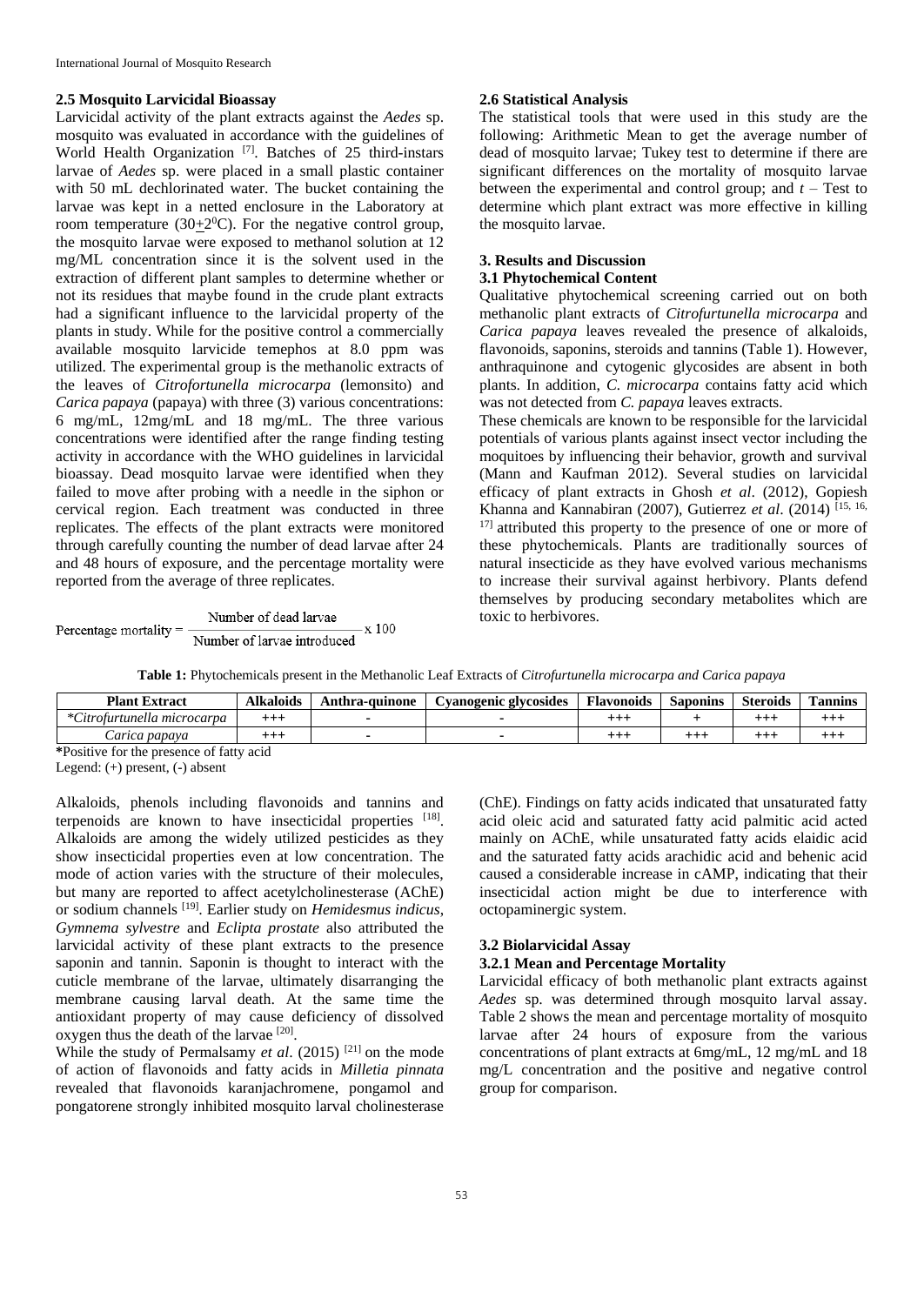### 2.5 Mosquito Larvicidal Bioassay

Larvicidal activity of the plant extracts against the *Aedes* sp. mosquito was evaluated in accordance with the guidelines of World Health Organization [7]. Batches of 25 third-instars larvae of *Aedes* sp. were placed in a small plastic container with 50 mL dechlorinated water. The bucket containing the larvae was kept in a netted enclosure in the Laboratory at room temperature ($30 \pm 2^0$C). For the negative control group, the mosquito larvae were exposed to methanol solution at 12 mg/ML concentration since it is the solvent used in the extraction of different plant samples to determine whether or not its residues that maybe found in the crude plant extracts had a significant influence to the larvicidal property of the plants in study. While for the positive control a commercially available mosquito larvicide temephos at 8.0 ppm was utilized. The experimental group is the methanolic extracts of the leaves of *Citrofortunella microcarpa* (lemonsito) and *Carica papaya* (papaya) with three (3) various concentrations: 6 mg/mL, 12mg/mL and 18 mg/mL. The three various concentrations were identified after the range finding testing activity in accordance with the WHO guidelines in larvicidal bioassay. Dead mosquito larvae were identified when they failed to move after probing with a needle in the siphon or cervical region. Each treatment was conducted in three replicates. The effects of the plant extracts were monitored through carefully counting the number of dead larvae after 24 and 48 hours of exposure, and the percentage mortality were reported from the average of three replicates.

$$\text{Percentage mortality} = \frac{\text{Number of dead larvae}}{\text{Number of larvae introduced}} \times 100$$

### 2.6 Statistical Analysis

The statistical tools that were used in this study are the following: Arithmetic Mean to get the average number of dead of mosquito larvae; Tukey test to determine if there are significant differences on the mortality of mosquito larvae between the experimental and control group; and $t$ – Test to determine which plant extract was more effective in killing the mosquito larvae.

## 3. Results and Discussion

### 3.1 Phytochemical Content

Qualitative phytochemical screening carried out on both methanolic plant extracts of *Citrofurtunella microcarpa* and *Carica papaya* leaves revealed the presence of alkaloids, flavonoids, saponins, steroids and tannins (Table 1). However, anthraquinone and cytogenic glycosides are absent in both plants. In addition, *C. microcarpa* contains fatty acid which was not detected from *C. papaya* leaves extracts.

These chemicals are known to be responsible for the larvicidal potentials of various plants against insect vector including the moquitoes by influencing their behavior, growth and survival (Mann and Kaufman 2012). Several studies on larvicidal efficacy of plant extracts in Ghosh *et al*. (2012), Gopiesh Khanna and Kannabiran (2007), Gutierrez *et al*. (2014) [15, 16, 17] attributed this property to the presence of one or more of these phytochemicals. Plants are traditionally sources of natural insecticide as they have evolved various mechanisms to increase their survival against herbivory. Plants defend themselves by producing secondary metabolites which are toxic to herbivores.

**Table 1:** Phytochemicals present in the Methanolic Leaf Extracts of *Citrofurtunella microcarpa and Carica papaya*

| Plant Extract | Alkaloids | Anthra-quinone | Cyanogenic glycosides | Flavonoids | Saponins | Steroids | Tannins |
|---|---|---|---|---|---|---|---|
| *\*Citrofurtunella microcarpa* | +++ | - | - | +++ | + | +++ | +++ |
| *Carica papaya* | +++ | - | - | +++ | +++ | +++ | +++ |

**\***Positive for the presence of fatty acid
Legend: (+) present, (-) absent

Alkaloids, phenols including flavonoids and tannins and terpenoids are known to have insecticidal properties [18]. Alkaloids are among the widely utilized pesticides as they show insecticidal properties even at low concentration. The mode of action varies with the structure of their molecules, but many are reported to affect acetylcholinesterase (AChE) or sodium channels [19]. Earlier study on *Hemidesmus indicus*, *Gymnema sylvestre* and *Eclipta prostate* also attributed the larvicidal activity of these plant extracts to the presence saponin and tannin. Saponin is thought to interact with the cuticle membrane of the larvae, ultimately disarranging the membrane causing larval death. At the same time the antioxidant property of may cause deficiency of dissolved oxygen thus the death of the larvae [20].

While the study of Permalsamy *et al*. (2015) [21] on the mode of action of flavonoids and fatty acids in *Milletia pinnata* revealed that flavonoids karanjachromene, pongamol and pongatorene strongly inhibited mosquito larval cholinesterase (ChE). Findings on fatty acids indicated that unsaturated fatty acid oleic acid and saturated fatty acid palmitic acid acted mainly on AChE, while unsaturated fatty acids elaidic acid and the saturated fatty acids arachidic acid and behenic acid caused a considerable increase in cAMP, indicating that their insecticidal action might be due to interference with octopaminergic system.

### 3.2 Biolarvicidal Assay

#### 3.2.1 Mean and Percentage Mortality

Larvicidal efficacy of both methanolic plant extracts against *Aedes* sp. was determined through mosquito larval assay. Table 2 shows the mean and percentage mortality of mosquito larvae after 24 hours of exposure from the various concentrations of plant extracts at 6mg/mL, 12 mg/mL and 18 mg/L concentration and the positive and negative control group for comparison.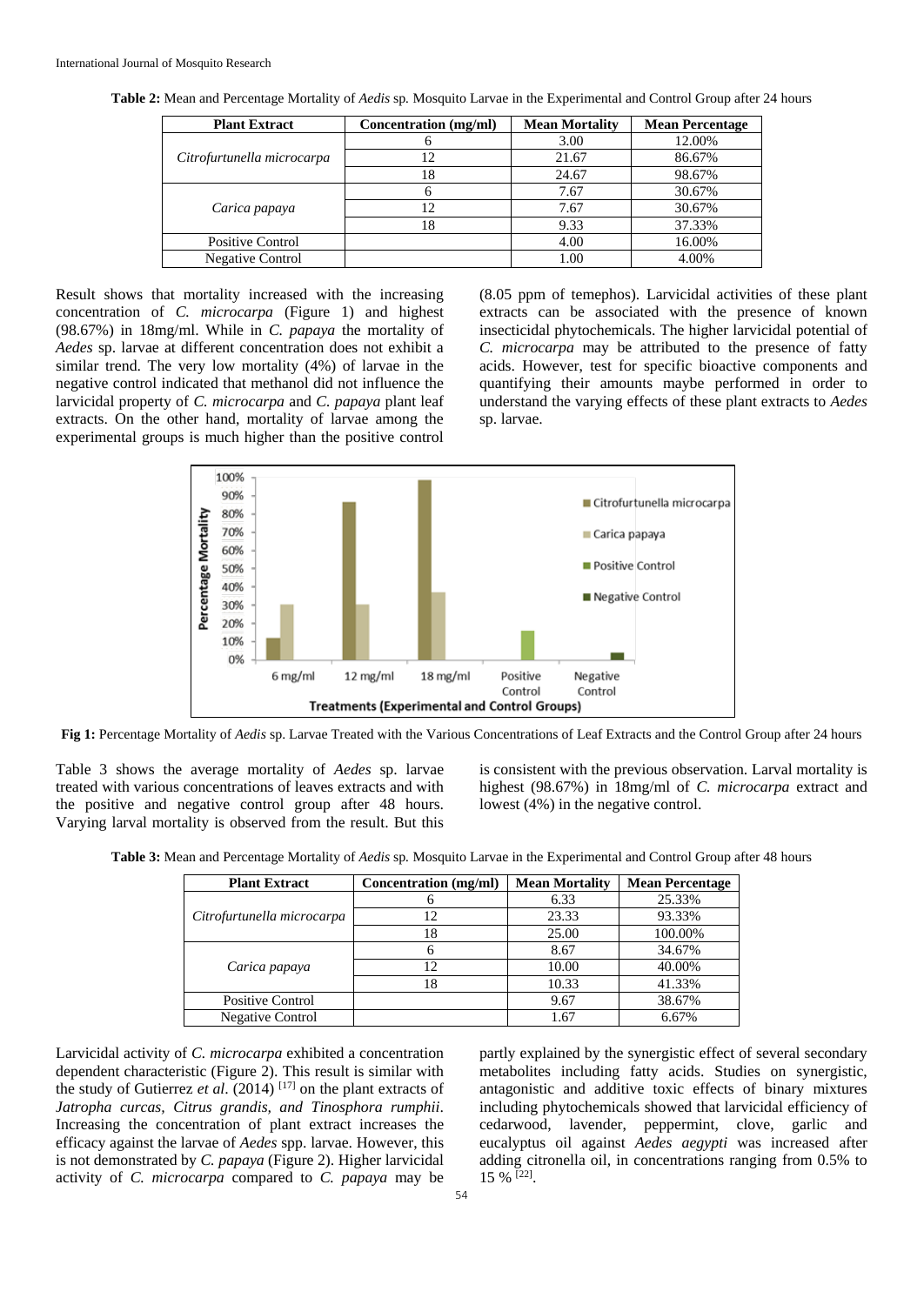**Table 2:** Mean and Percentage Mortality of *Aedis* sp. Mosquito Larvae in the Experimental and Control Group after 24 hours

| Plant Extract | Concentration (mg/ml) | Mean Mortality | Mean Percentage |
|---|---|---|---|
| *Citrofurtunella microcarpa* | 6 | 3.00 | 12.00% |
| | 12 | 21.67 | 86.67% |
| | 18 | 24.67 | 98.67% |
| *Carica papaya* | 6 | 7.67 | 30.67% |
| | 12 | 7.67 | 30.67% |
| | 18 | 9.33 | 37.33% |
| Positive Control | | 4.00 | 16.00% |
| Negative Control | | 1.00 | 4.00% |

Result shows that mortality increased with the increasing concentration of *C. microcarpa* (Figure 1) and highest (98.67%) in 18mg/ml. While in *C. papaya* the mortality of *Aedes* sp. larvae at different concentration does not exhibit a similar trend. The very low mortality (4%) of larvae in the negative control indicated that methanol did not influence the larvicidal property of *C. microcarpa* and *C. papaya* plant leaf extracts. On the other hand, mortality of larvae among the experimental groups is much higher than the positive control (8.05 ppm of temephos). Larvicidal activities of these plant extracts can be associated with the presence of known insecticidal phytochemicals. The higher larvicidal potential of *C. microcarpa* may be attributed to the presence of fatty acids. However, test for specific bioactive components and quantifying their amounts maybe performed in order to understand the varying effects of these plant extracts to *Aedes* sp. larvae.

**Fig 1:** Percentage Mortality of *Aedis* sp. Larvae Treated with the Various Concentrations of Leaf Extracts and the Control Group after 24 hours

Table 3 shows the average mortality of *Aedes* sp. larvae treated with various concentrations of leaves extracts and with the positive and negative control group after 48 hours. Varying larval mortality is observed from the result. But this is consistent with the previous observation. Larval mortality is highest (98.67%) in 18mg/ml of *C. microcarpa* extract and lowest (4%) in the negative control.

**Table 3:** Mean and Percentage Mortality of *Aedis* sp. Mosquito Larvae in the Experimental and Control Group after 48 hours

| Plant Extract | Concentration (mg/ml) | Mean Mortality | Mean Percentage |
|---|---|---|---|
| *Citrofurtunella microcarpa* | 6 | 6.33 | 25.33% |
| | 12 | 23.33 | 93.33% |
| | 18 | 25.00 | 100.00% |
| *Carica papaya* | 6 | 8.67 | 34.67% |
| | 12 | 10.00 | 40.00% |
| | 18 | 10.33 | 41.33% |
| Positive Control | | 9.67 | 38.67% |
| Negative Control | | 1.67 | 6.67% |

Larvicidal activity of *C. microcarpa* exhibited a concentration dependent characteristic (Figure 2). This result is similar with the study of Gutierrez *et al*. (2014) [17] on the plant extracts of *Jatropha curcas, Citrus grandis, and Tinosphora rumphii*. Increasing the concentration of plant extract increases the efficacy against the larvae of *Aedes* spp. larvae. However, this is not demonstrated by *C. papaya* (Figure 2). Higher larvicidal activity of *C. microcarpa* compared to *C. papaya* may be partly explained by the synergistic effect of several secondary metabolites including fatty acids. Studies on synergistic, antagonistic and additive toxic effects of binary mixtures including phytochemicals showed that larvicidal efficiency of cedarwood, lavender, peppermint, clove, garlic and eucalyptus oil against *Aedes aegypti* was increased after adding citronella oil, in concentrations ranging from 0.5% to 15 % [22].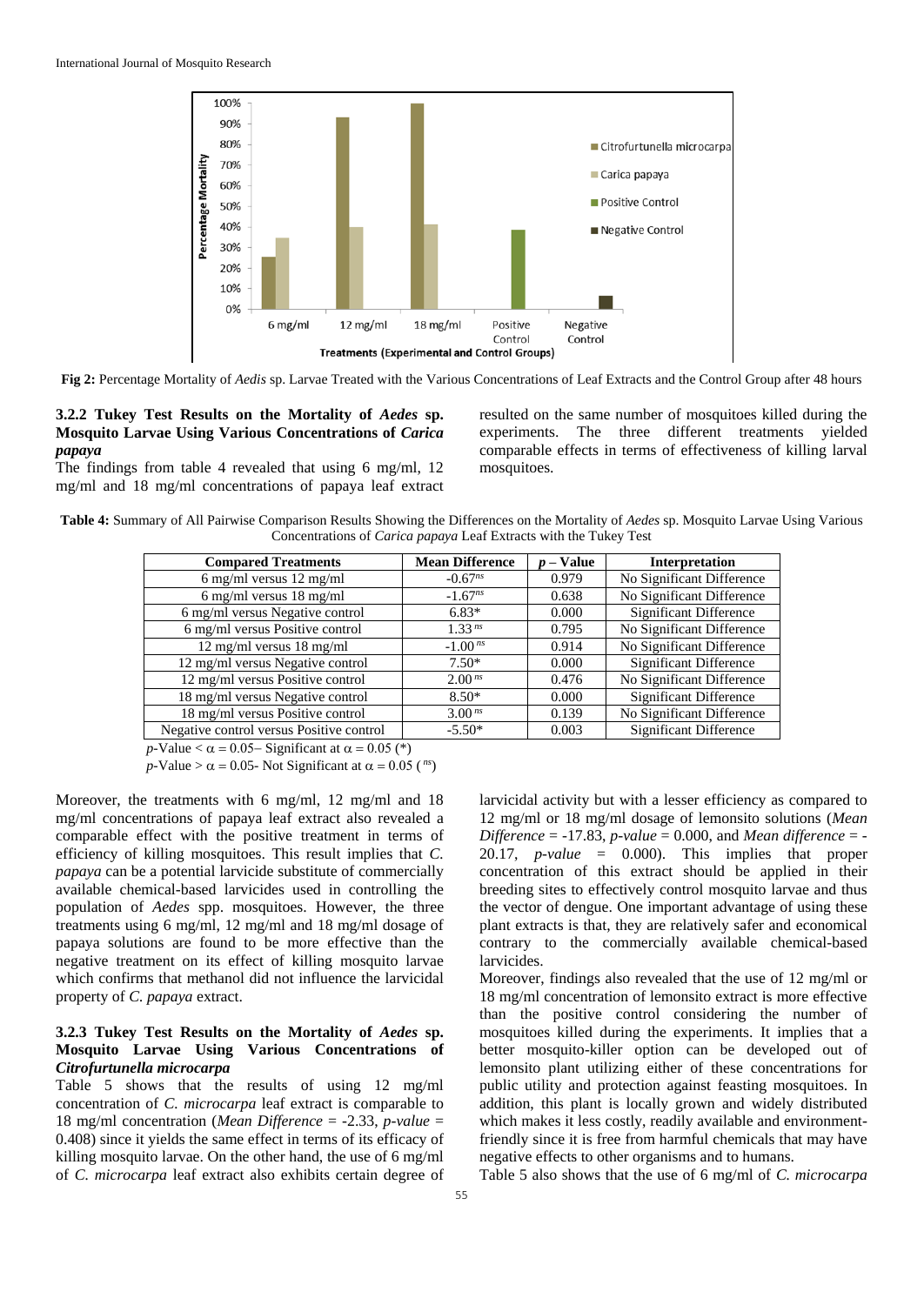Fig 2: Percentage Mortality of *Aedis* sp. Larvae Treated with the Various Concentrations of Leaf Extracts and the Control Group after 48 hours

### 3.2.2 Tukey Test Results on the Mortality of *Aedes* sp. Mosquito Larvae Using Various Concentrations of *Carica papaya*

The findings from table 4 revealed that using 6 mg/ml, 12 mg/ml and 18 mg/ml concentrations of papaya leaf extract resulted on the same number of mosquitoes killed during the experiments. The three different treatments yielded comparable effects in terms of effectiveness of killing larval mosquitoes.

**Table 4:** Summary of All Pairwise Comparison Results Showing the Differences on the Mortality of *Aedes* sp. Mosquito Larvae Using Various Concentrations of *Carica papaya* Leaf Extracts with the Tukey Test

| Compared Treatments | Mean Difference | *p* – Value | Interpretation |
|---|---|---|---|
| 6 mg/ml versus 12 mg/ml | $-0.67^{ns}$ | 0.979 | No Significant Difference |
| 6 mg/ml versus 18 mg/ml | $-1.67^{ns}$ | 0.638 | No Significant Difference |
| 6 mg/ml versus Negative control | 6.83* | 0.000 | Significant Difference |
| 6 mg/ml versus Positive control | $1.33^{ns}$ | 0.795 | No Significant Difference |
| 12 mg/ml versus 18 mg/ml | $-1.00^{ns}$ | 0.914 | No Significant Difference |
| 12 mg/ml versus Negative control | 7.50* | 0.000 | Significant Difference |
| 12 mg/ml versus Positive control | $2.00^{ns}$ | 0.476 | No Significant Difference |
| 18 mg/ml versus Negative control | 8.50* | 0.000 | Significant Difference |
| 18 mg/ml versus Positive control | $3.00^{ns}$ | 0.139 | No Significant Difference |
| Negative control versus Positive control | -5.50* | 0.003 | Significant Difference |

*p*-Value < $\alpha$ = 0.05– Significant at $\alpha$ = 0.05 (*)

*p*-Value > $\alpha$ = 0.05- Not Significant at $\alpha$ = 0.05 ($^{ns}$)

Moreover, the treatments with 6 mg/ml, 12 mg/ml and 18 mg/ml concentrations of papaya leaf extract also revealed a comparable effect with the positive treatment in terms of efficiency of killing mosquitoes. This result implies that *C. papaya* can be a potential larvicide substitute of commercially available chemical-based larvicides used in controlling the population of *Aedes* spp. mosquitoes. However, the three treatments using 6 mg/ml, 12 mg/ml and 18 mg/ml dosage of papaya solutions are found to be more effective than the negative treatment on its effect of killing mosquito larvae which confirms that methanol did not influence the larvicidal property of *C. papaya* extract.

### 3.2.3 Tukey Test Results on the Mortality of *Aedes* sp. Mosquito Larvae Using Various Concentrations of *Citrofurtunella microcarpa*

Table 5 shows that the results of using 12 mg/ml concentration of *C. microcarpa* leaf extract is comparable to 18 mg/ml concentration (*Mean Difference* = -2.33, *p-value* = 0.408) since it yields the same effect in terms of its efficacy of killing mosquito larvae. On the other hand, the use of 6 mg/ml of *C. microcarpa* leaf extract also exhibits certain degree of larvicidal activity but with a lesser efficiency as compared to 12 mg/ml or 18 mg/ml dosage of lemonsito solutions (*Mean Difference* = -17.83, *p-value* = 0.000, and *Mean difference* = -20.17, *p-value* = 0.000). This implies that proper concentration of this extract should be applied in their breeding sites to effectively control mosquito larvae and thus the vector of dengue. One important advantage of using these plant extracts is that, they are relatively safer and economical contrary to the commercially available chemical-based larvicides.

Moreover, findings also revealed that the use of 12 mg/ml or 18 mg/ml concentration of lemonsito extract is more effective than the positive control considering the number of mosquitoes killed during the experiments. It implies that a better mosquito-killer option can be developed out of lemonsito plant utilizing either of these concentrations for public utility and protection against feasting mosquitoes. In addition, this plant is locally grown and widely distributed which makes it less costly, readily available and environment-friendly since it is free from harmful chemicals that may have negative effects to other organisms and to humans.

Table 5 also shows that the use of 6 mg/ml of *C. microcarpa*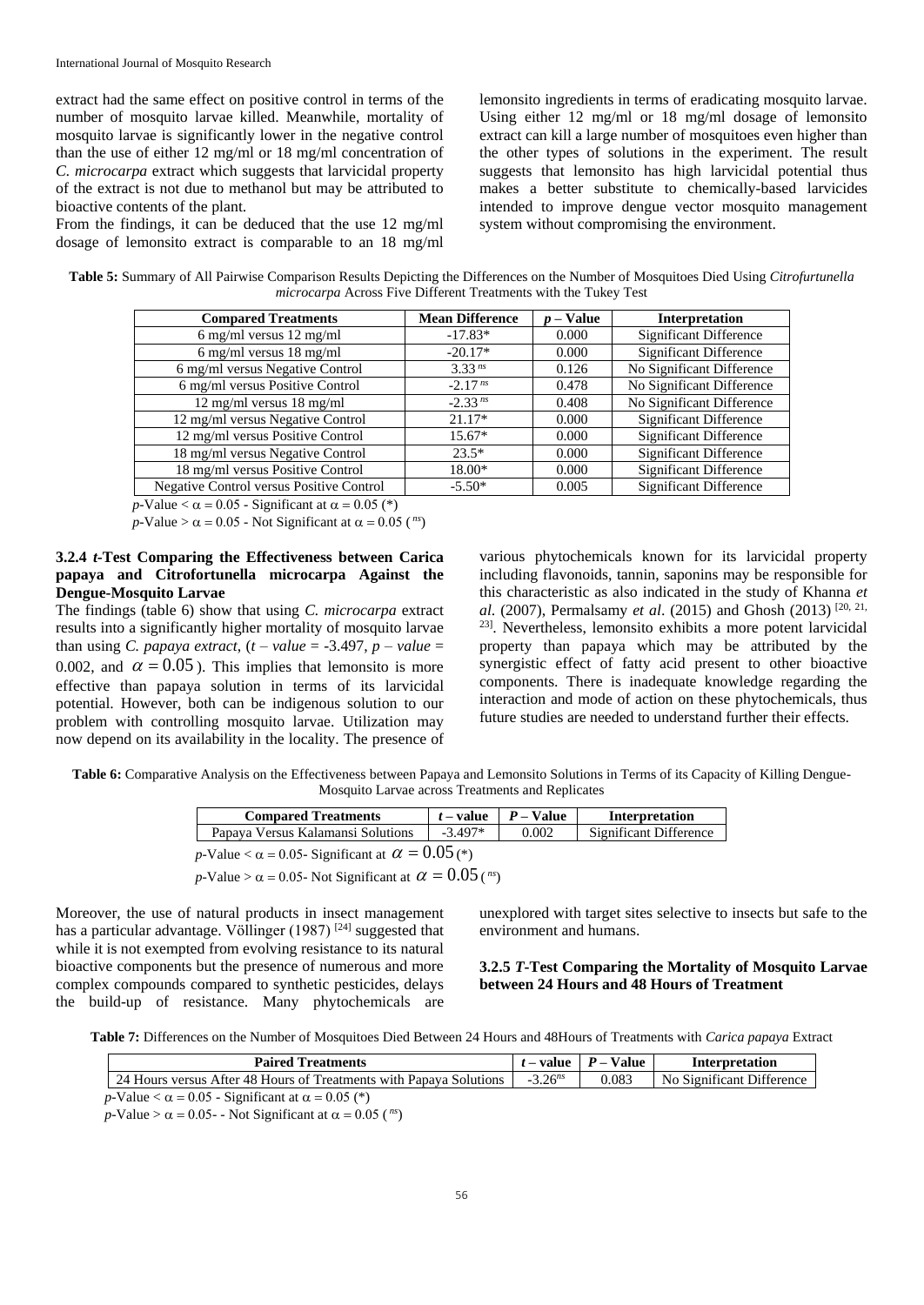extract had the same effect on positive control in terms of the number of mosquito larvae killed. Meanwhile, mortality of mosquito larvae is significantly lower in the negative control than the use of either 12 mg/ml or 18 mg/ml concentration of *C. microcarpa* extract which suggests that larvicidal property of the extract is not due to methanol but may be attributed to bioactive contents of the plant.

From the findings, it can be deduced that the use 12 mg/ml dosage of lemonsito extract is comparable to an 18 mg/ml lemonsito ingredients in terms of eradicating mosquito larvae. Using either 12 mg/ml or 18 mg/ml dosage of lemonsito extract can kill a large number of mosquitoes even higher than the other types of solutions in the experiment. The result suggests that lemonsito has high larvicidal potential thus makes a better substitute to chemically-based larvicides intended to improve dengue vector mosquito management system without compromising the environment.

**Table 5:** Summary of All Pairwise Comparison Results Depicting the Differences on the Number of Mosquitoes Died Using *Citrofurtunella microcarpa* Across Five Different Treatments with the Tukey Test

| Compared Treatments | Mean Difference | $p$ – Value | Interpretation |
|---|---|---|---|
| 6 mg/ml versus 12 mg/ml | -17.83* | 0.000 | Significant Difference |
| 6 mg/ml versus 18 mg/ml | -20.17* | 0.000 | Significant Difference |
| 6 mg/ml versus Negative Control | $3.33^{ns}$ | 0.126 | No Significant Difference |
| 6 mg/ml versus Positive Control | $-2.17^{ns}$ | 0.478 | No Significant Difference |
| 12 mg/ml versus 18 mg/ml | $-2.33^{ns}$ | 0.408 | No Significant Difference |
| 12 mg/ml versus Negative Control | 21.17* | 0.000 | Significant Difference |
| 12 mg/ml versus Positive Control | 15.67* | 0.000 | Significant Difference |
| 18 mg/ml versus Negative Control | 23.5* | 0.000 | Significant Difference |
| 18 mg/ml versus Positive Control | 18.00* | 0.000 | Significant Difference |
| Negative Control versus Positive Control | -5.50* | 0.005 | Significant Difference |

$p$-Value < $\alpha = 0.05$ - Significant at $\alpha = 0.05$ (*)

$p$-Value > $\alpha = 0.05$ - Not Significant at $\alpha = 0.05$ ($^{ns}$)

### 3.2.4 *t*-Test Comparing the Effectiveness between Carica papaya and Citrofortunella microcarpa Against the Dengue-Mosquito Larvae

The findings (table 6) show that using *C. microcarpa* extract results into a significantly higher mortality of mosquito larvae than using *C. papaya extract*, ($t$ – *value* = -3.497, $p$ – *value* = 0.002, and $\alpha = 0.05$). This implies that lemonsito is more effective than papaya solution in terms of its larvicidal potential. However, both can be indigenous solution to our problem with controlling mosquito larvae. Utilization may now depend on its availability in the locality. The presence of various phytochemicals known for its larvicidal property including flavonoids, tannin, saponins may be responsible for this characteristic as also indicated in the study of Khanna *et al*. (2007), Permalsamy *et al*. (2015) and Ghosh (2013) [20, 21, 23]. Nevertheless, lemonsito exhibits a more potent larvicidal property than papaya which may be attributed by the synergistic effect of fatty acid present to other bioactive components. There is inadequate knowledge regarding the interaction and mode of action on these phytochemicals, thus future studies are needed to understand further their effects.

**Table 6:** Comparative Analysis on the Effectiveness between Papaya and Lemonsito Solutions in Terms of its Capacity of Killing Dengue-Mosquito Larvae across Treatments and Replicates

| Compared Treatments | $t$ – value | $P$ – Value | Interpretation |
|---|---|---|---|
| Papaya Versus Kalamansi Solutions | -3.497* | 0.002 | Significant Difference |

$p$-Value < $\alpha = 0.05$- Significant at $\alpha = 0.05$ (*)

$p$-Value > $\alpha = 0.05$- Not Significant at $\alpha = 0.05$ ($^{ns}$)

Moreover, the use of natural products in insect management has a particular advantage. Völlinger (1987) [24] suggested that while it is not exempted from evolving resistance to its natural bioactive components but the presence of numerous and more complex compounds compared to synthetic pesticides, delays the build-up of resistance. Many phytochemicals are unexplored with target sites selective to insects but safe to the environment and humans.

### 3.2.5 *T*-Test Comparing the Mortality of Mosquito Larvae between 24 Hours and 48 Hours of Treatment

**Table 7:** Differences on the Number of Mosquitoes Died Between 24 Hours and 48Hours of Treatments with *Carica papaya* Extract

| Paired Treatments | $t$ – value | $P$ – Value | Interpretation |
|---|---|---|---|
| 24 Hours versus After 48 Hours of Treatments with Papaya Solutions | $-3.26^{ns}$ | 0.083 | No Significant Difference |

$p$-Value < $\alpha = 0.05$ - Significant at $\alpha = 0.05$ (*)

$p$-Value > $\alpha = 0.05$- - Not Significant at $\alpha = 0.05$ ($^{ns}$)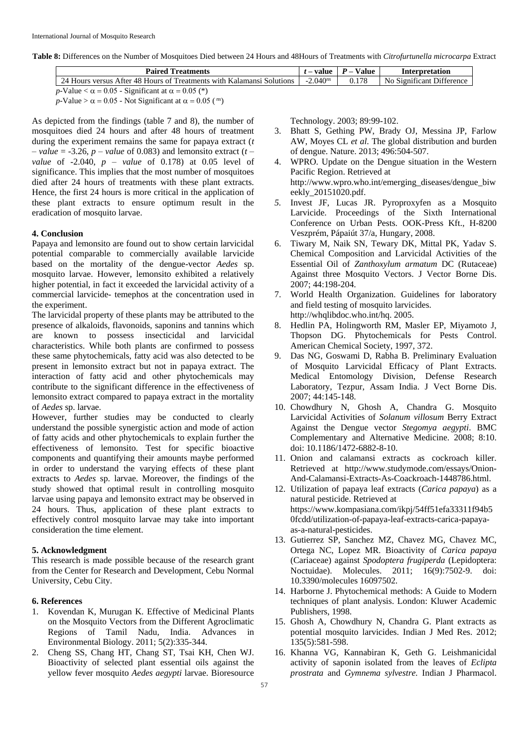**Table 8:** Differences on the Number of Mosquitoes Died between 24 Hours and 48Hours of Treatments with *Citrofurtunella microcarpa* Extract

| Paired Treatments | *t* – value | *P* – Value | Interpretation |
|---|---|---|---|
| 24 Hours versus After 48 Hours of Treatments with Kalamansi Solutions | $-2.040^{ns}$ | 0.178 | No Significant Difference |

*p*-Value < $\alpha$ = 0.05 - Significant at $\alpha$ = 0.05 (\*)

*p*-Value > $\alpha$ = 0.05 - Not Significant at $\alpha$ = 0.05 ($^{ns}$)

As depicted from the findings (table 7 and 8), the number of mosquitoes died 24 hours and after 48 hours of treatment during the experiment remains the same for papaya extract (*t – value* = -3.26, *p – value* of 0.083) and lemonsito extract (*t – value* of -2.040, *p – value* of 0.178) at 0.05 level of significance. This implies that the most number of mosquitoes died after 24 hours of treatments with these plant extracts. Hence, the first 24 hours is more critical in the application of these plant extracts to ensure optimum result in the eradication of mosquito larvae.

## 4. Conclusion

Papaya and lemonsito are found out to show certain larvicidal potential comparable to commercially available larvicide based on the mortality of the dengue-vector *Aedes* sp. mosquito larvae. However, lemonsito exhibited a relatively higher potential, in fact it exceeded the larvicidal activity of a commercial larvicide- temephos at the concentration used in the experiment.

The larvicidal property of these plants may be attributed to the presence of alkaloids, flavonoids, saponins and tannins which are known to possess insecticidal and larvicidal characteristics. While both plants are confirmed to possess these same phytochemicals, fatty acid was also detected to be present in lemonsito extract but not in papaya extract. The interaction of fatty acid and other phytochemicals may contribute to the significant difference in the effectiveness of lemonsito extract compared to papaya extract in the mortality of *Aedes* sp. larvae.

However, further studies may be conducted to clearly understand the possible synergistic action and mode of action of fatty acids and other phytochemicals to explain further the effectiveness of lemonsito. Test for specific bioactive components and quantifying their amounts maybe performed in order to understand the varying effects of these plant extracts to *Aedes* sp. larvae. Moreover, the findings of the study showed that optimal result in controlling mosquito larvae using papaya and lemonsito extract may be observed in 24 hours. Thus, application of these plant extracts to effectively control mosquito larvae may take into important consideration the time element.

## 5. Acknowledgment

This research is made possible because of the research grant from the Center for Research and Development, Cebu Normal University, Cebu City.

## 6. References

1. Kovendan K, Murugan K. Effective of Medicinal Plants on the Mosquito Vectors from the Different Agroclimatic Regions of Tamil Nadu, India. Advances in Environmental Biology. 2011; 5(2):335-344.
2. Cheng SS, Chang HT, Chang ST, Tsai KH, Chen WJ. Bioactivity of selected plant essential oils against the yellow fever mosquito *Aedes aegypti* larvae. Bioresource Technology. 2003; 89:99-102.
3. Bhatt S, Gething PW, Brady OJ, Messina JP, Farlow AW, Moyes CL *et al*. The global distribution and burden of dengue. Nature. 2013; 496:504-507.
4. WPRO. Update on the Dengue situation in the Western Pacific Region. Retrieved at http://www.wpro.who.int/emerging_diseases/dengue_biweekly_20151020.pdf.
5. Invest JF, Lucas JR. Pyroproxyfen as a Mosquito Larvicide. Proceedings of the Sixth International Conference on Urban Pests. OOK-Press Kft., H-8200 Veszprém, Pápaiút 37/a, Hungary, 2008.
6. Tiwary M, Naik SN, Tewary DK, Mittal PK, Yadav S. Chemical Composition and Larvicidal Activities of the Essential Oil of *Zanthoxylum armatum* DC (Rutaceae) Against three Mosquito Vectors. J Vector Borne Dis. 2007; 44:198-204.
7. World Health Organization. Guidelines for laboratory and field testing of mosquito larvicides. http://whqlibdoc.who.int/hq. 2005.
8. Hedlin PA, Holingworth RM, Masler EP, Miyamoto J, Thopson DG. Phytochemicals for Pests Control. American Chemical Society, 1997, 372.
9. Das NG, Goswami D, Rabha B. Preliminary Evaluation of Mosquito Larvicidal Efficacy of Plant Extracts. Medical Entomology Division, Defense Research Laboratory, Tezpur, Assam India. J Vect Borne Dis. 2007; 44:145-148.
10. Chowdhury N, Ghosh A, Chandra G. Mosquito Larvicidal Activities of *Solanum villosum* Berry Extract Against the Dengue vector *Stegomya aegypti*. BMC Complementary and Alternative Medicine. 2008; 8:10. doi: 10.1186/1472-6882-8-10.
11. Onion and calamansi extracts as cockroach killer. Retrieved at http://www.studymode.com/essays/Onion-And-Calamansi-Extracts-As-Coackroach-1448786.html.
12. Utilization of papaya leaf extracts (*Carica papaya*) as a natural pesticide. Retrieved at https://www.kompasiana.com/ikpj/54ff51efa33311f94b50fcdd/utilization-of-papaya-leaf-extracts-carica-papaya-as-a-natural-pesticides.
13. Gutierrez SP, Sanchez MZ, Chavez MG, Chavez MC, Ortega NC, Lopez MR. Bioactivity of *Carica papaya* (Cariaceae) against *Spodoptera frugiperda* (Lepidoptera: Noctuidae). Molecules. 2011; 16(9):7502-9. doi: 10.3390/molecules 16097502.
14. Harborne J. Phytochemical methods: A Guide to Modern techniques of plant analysis. London: Kluwer Academic Publishers, 1998.
15. Ghosh A, Chowdhury N, Chandra G. Plant extracts as potential mosquito larvicides. Indian J Med Res. 2012; 135(5):581-598.
16. Khanna VG, Kannabiran K, Geth G. Leishmanicidal activity of saponin isolated from the leaves of *Eclipta prostrata* and *Gymnema sylvestre*. Indian J Pharmacol.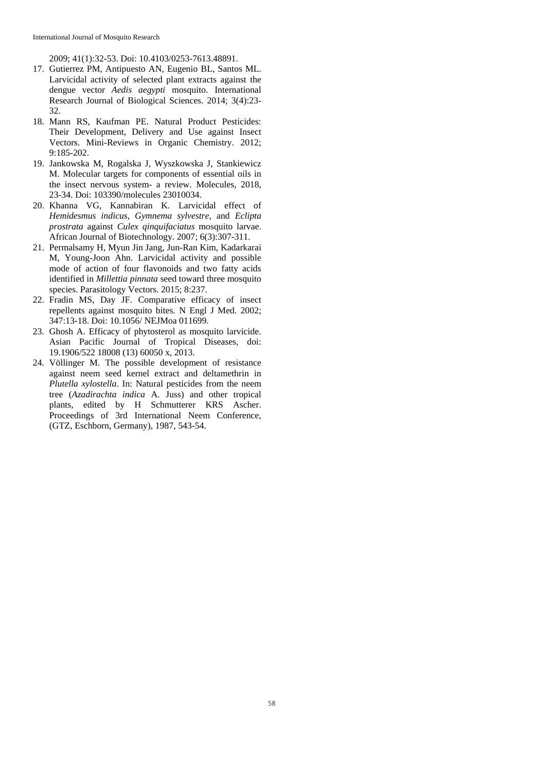2009; 41(1):32-53. Doi: 10.4103/0253-7613.48891.

17. Gutierrez PM, Antipuesto AN, Eugenio BL, Santos ML. Larvicidal activity of selected plant extracts against the dengue vector *Aedis aegypti* mosquito. International Research Journal of Biological Sciences. 2014; 3(4):23-32.
18. Mann RS, Kaufman PE. Natural Product Pesticides: Their Development, Delivery and Use against Insect Vectors. Mini-Reviews in Organic Chemistry. 2012; 9:185-202.
19. Jankowska M, Rogalska J, Wyszkowska J, Stankiewicz M. Molecular targets for components of essential oils in the insect nervous system- a review. Molecules, 2018, 23-34. Doi: 103390/molecules 23010034.
20. Khanna VG, Kannabiran K. Larvicidal effect of *Hemidesmus indicus*, *Gymnema sylvestre*, and *Eclipta prostrata* against *Culex qinquifaciatus* mosquito larvae. African Journal of Biotechnology. 2007; 6(3):307-311.
21. Permalsamy H, Myun Jin Jang, Jun-Ran Kim, Kadarkarai M, Young-Joon Ahn. Larvicidal activity and possible mode of action of four flavonoids and two fatty acids identified in *Millettia pinnata* seed toward three mosquito species. Parasitology Vectors. 2015; 8:237.
22. Fradin MS, Day JF. Comparative efficacy of insect repellents against mosquito bites. N Engl J Med. 2002; 347:13-18. Doi: 10.1056/ NEJMoa 011699.
23. Ghosh A. Efficacy of phytosterol as mosquito larvicide. Asian Pacific Journal of Tropical Diseases, doi: 19.1906/522 18008 (13) 60050 x, 2013.
24. Völlinger M. The possible development of resistance against neem seed kernel extract and deltamethrin in *Plutella xylostella*. In: Natural pesticides from the neem tree (*Azadirachta indica* A. Juss) and other tropical plants, edited by H Schmutterer KRS Ascher. Proceedings of 3rd International Neem Conference, (GTZ, Eschborn, Germany), 1987, 543-54.